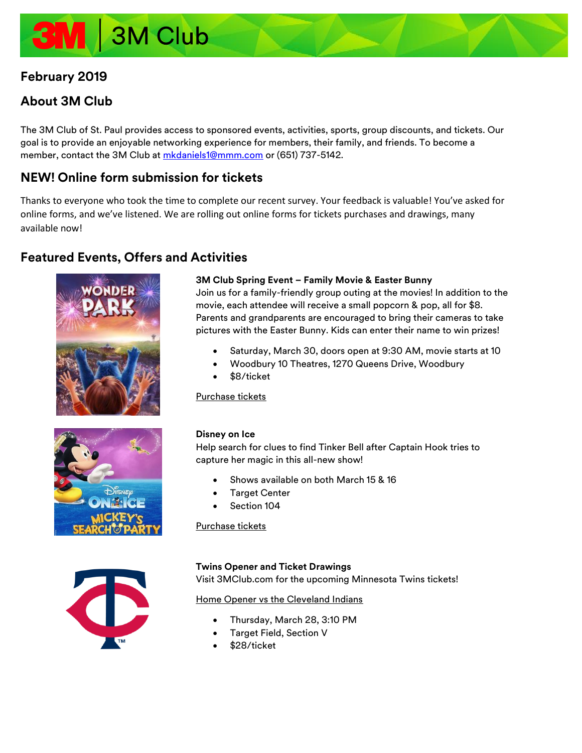# 3M Club

## February 2019

## About 3M Club

The 3M Club of St. Paul provides access to sponsored events, activities, sports, group discounts, and tickets. Our goal is to provide an enjoyable networking experience for members, their family, and friends. To become a member, contact the 3M Club at mkdaniels1@mmm.com or (651) 737-5142.

## NEW! Online form submission for tickets

Thanks to everyone who took the time to complete our recent survey. Your feedback is valuable! You've asked for online forms, and we've listened. We are rolling out online forms for tickets purchases and drawings, many available now!

## Featured Events, Offers and Activities

**3M Club Spring Event – Family Movie & Easter Bunny**
Join us for a family-friendly group outing at the movies! In addition to the movie, each attendee will receive a small popcorn & pop, all for $8. Parents and grandparents are encouraged to bring their cameras to take pictures with the Easter Bunny. Kids can enter their name to win prizes!

- Saturday, March 30, doors open at 9:30 AM, movie starts at 10
- Woodbury 10 Theatres, 1270 Queens Drive, Woodbury
- $8/ticket

Purchase tickets

**Disney on Ice**
Help search for clues to find Tinker Bell after Captain Hook tries to capture her magic in this all-new show!

- Shows available on both March 15 & 16
- Target Center
- Section 104

Purchase tickets

**Twins Opener and Ticket Drawings**
Visit 3MClub.com for the upcoming Minnesota Twins tickets!

Home Opener vs the Cleveland Indians

- Thursday, March 28, 3:10 PM
- Target Field, Section V
- $28/ticket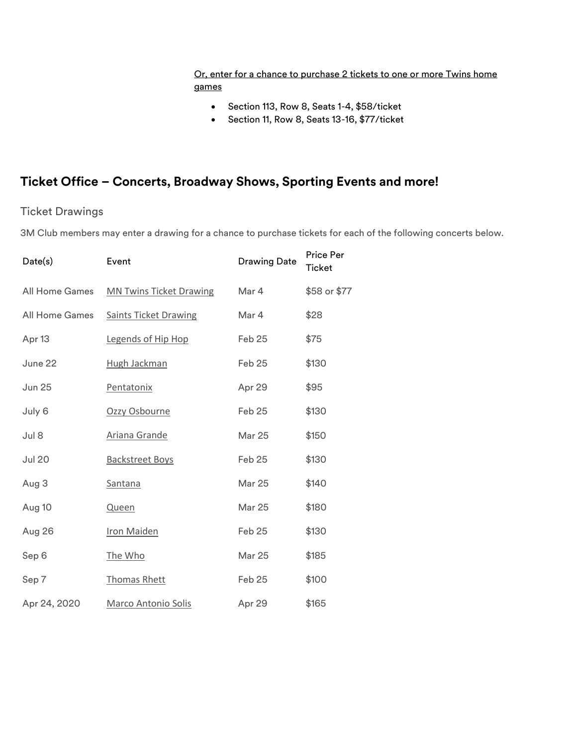Or, enter for a chance to purchase 2 tickets to one or more Twins home games

- Section 113, Row 8, Seats 1-4, $58/ticket
- Section 11, Row 8, Seats 13-16, $77/ticket

## Ticket Office – Concerts, Broadway Shows, Sporting Events and more!

### Ticket Drawings

3M Club members may enter a drawing for a chance to purchase tickets for each of the following concerts below.

| Date(s) | Event | Drawing Date | Price Per Ticket |
|---|---|---|---|
| All Home Games | MN Twins Ticket Drawing | Mar 4 | $58 or $77 |
| All Home Games | Saints Ticket Drawing | Mar 4 | $28 |
| Apr 13 | Legends of Hip Hop | Feb 25 | $75 |
| June 22 | Hugh Jackman | Feb 25 | $130 |
| Jun 25 | Pentatonix | Apr 29 | $95 |
| July 6 | Ozzy Osbourne | Feb 25 | $130 |
| Jul 8 | Ariana Grande | Mar 25 | $150 |
| Jul 20 | Backstreet Boys | Feb 25 | $130 |
| Aug 3 | Santana | Mar 25 | $140 |
| Aug 10 | Queen | Mar 25 | $180 |
| Aug 26 | Iron Maiden | Feb 25 | $130 |
| Sep 6 | The Who | Mar 25 | $185 |
| Sep 7 | Thomas Rhett | Feb 25 | $100 |
| Apr 24, 2020 | Marco Antonio Solis | Apr 29 | $165 |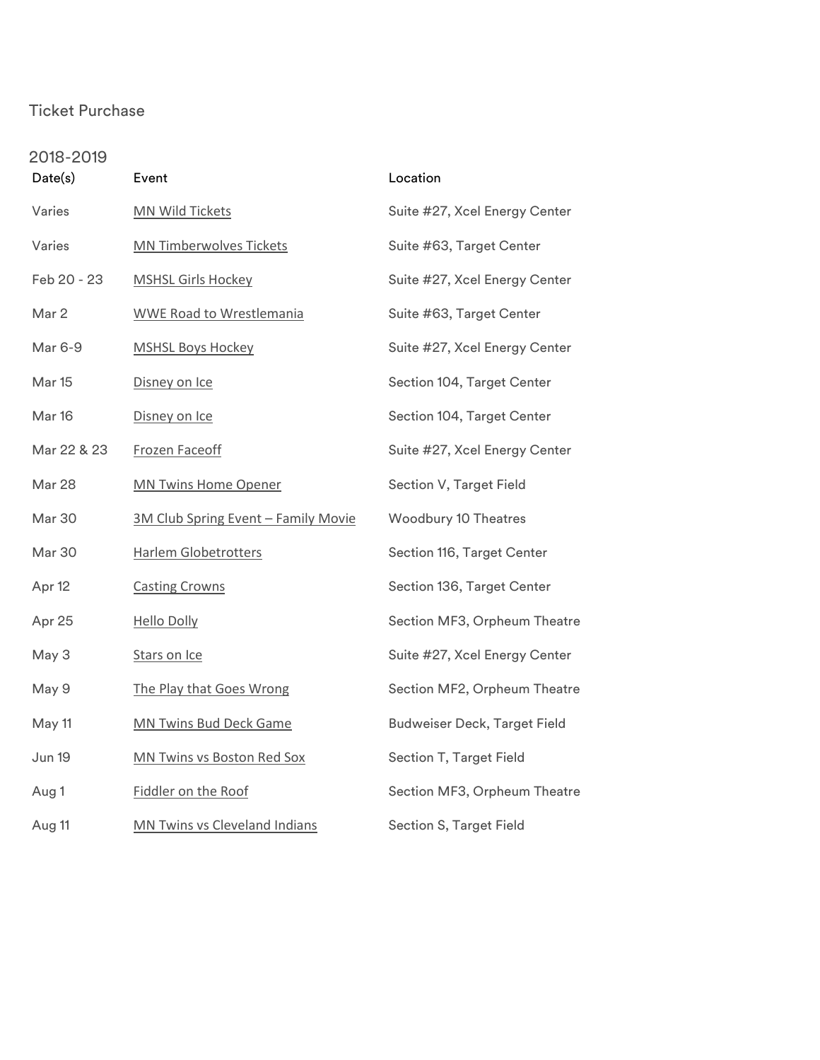Ticket Purchase

2018-2019

| Date(s) | Event | Location |
|---|---|---|
| Varies | MN Wild Tickets | Suite #27, Xcel Energy Center |
| Varies | MN Timberwolves Tickets | Suite #63, Target Center |
| Feb 20 - 23 | MSHSL Girls Hockey | Suite #27, Xcel Energy Center |
| Mar 2 | WWE Road to Wrestlemania | Suite #63, Target Center |
| Mar 6-9 | MSHSL Boys Hockey | Suite #27, Xcel Energy Center |
| Mar 15 | Disney on Ice | Section 104, Target Center |
| Mar 16 | Disney on Ice | Section 104, Target Center |
| Mar 22 & 23 | Frozen Faceoff | Suite #27, Xcel Energy Center |
| Mar 28 | MN Twins Home Opener | Section V, Target Field |
| Mar 30 | 3M Club Spring Event – Family Movie | Woodbury 10 Theatres |
| Mar 30 | Harlem Globetrotters | Section 116, Target Center |
| Apr 12 | Casting Crowns | Section 136, Target Center |
| Apr 25 | Hello Dolly | Section MF3, Orpheum Theatre |
| May 3 | Stars on Ice | Suite #27, Xcel Energy Center |
| May 9 | The Play that Goes Wrong | Section MF2, Orpheum Theatre |
| May 11 | MN Twins Bud Deck Game | Budweiser Deck, Target Field |
| Jun 19 | MN Twins vs Boston Red Sox | Section T, Target Field |
| Aug 1 | Fiddler on the Roof | Section MF3, Orpheum Theatre |
| Aug 11 | MN Twins vs Cleveland Indians | Section S, Target Field |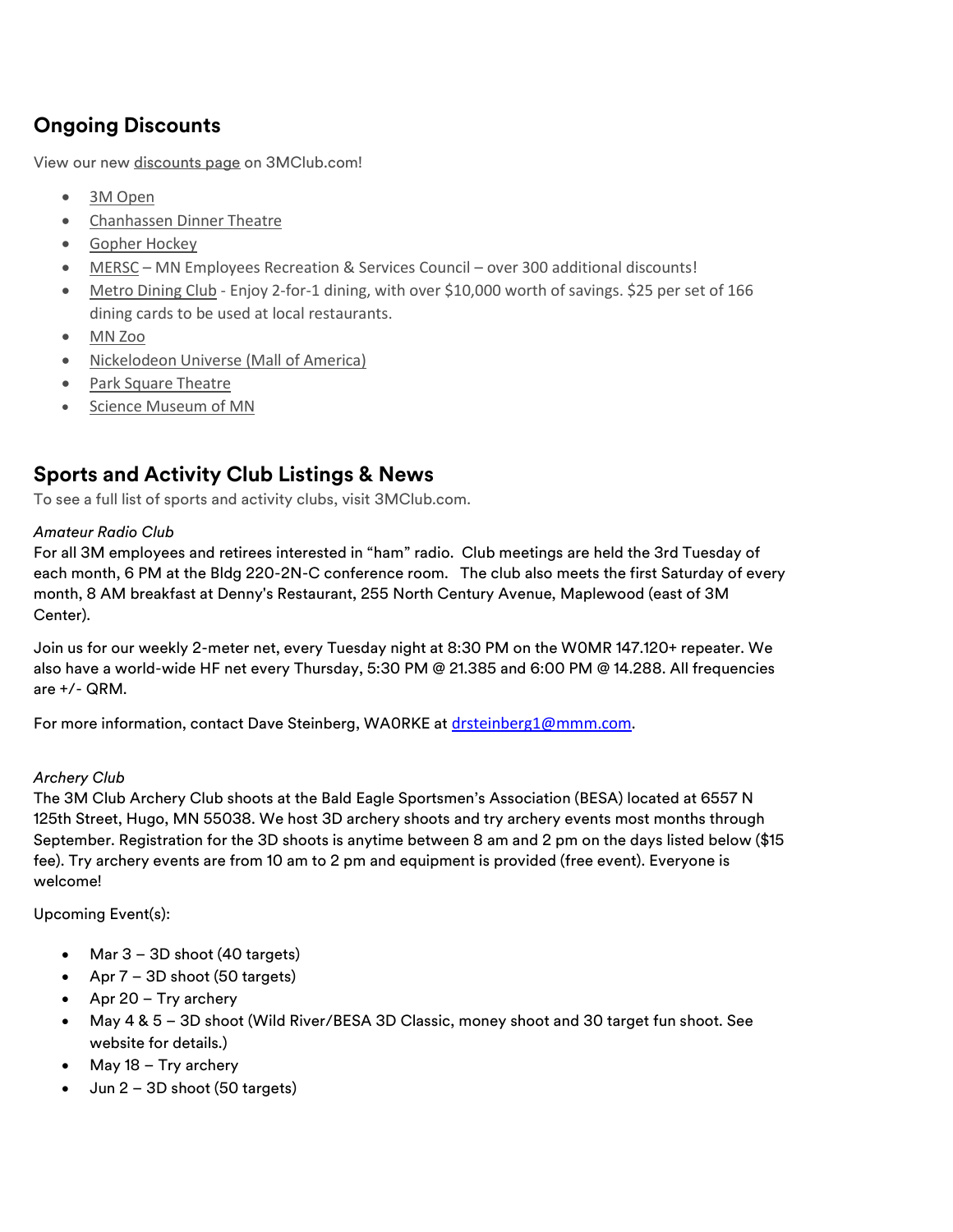## Ongoing Discounts

View our new discounts page on 3MClub.com!

- 3M Open
- Chanhassen Dinner Theatre
- Gopher Hockey
- MERSC – MN Employees Recreation & Services Council – over 300 additional discounts!
- Metro Dining Club - Enjoy 2-for-1 dining, with over $10,000 worth of savings. $25 per set of 166 dining cards to be used at local restaurants.
- MN Zoo
- Nickelodeon Universe (Mall of America)
- Park Square Theatre
- Science Museum of MN

## Sports and Activity Club Listings & News

To see a full list of sports and activity clubs, visit 3MClub.com.

*Amateur Radio Club*

For all 3M employees and retirees interested in "ham" radio. Club meetings are held the 3rd Tuesday of each month, 6 PM at the Bldg 220-2N-C conference room. The club also meets the first Saturday of every month, 8 AM breakfast at Denny's Restaurant, 255 North Century Avenue, Maplewood (east of 3M Center).

Join us for our weekly 2-meter net, every Tuesday night at 8:30 PM on the W0MR 147.120+ repeater. We also have a world-wide HF net every Thursday, 5:30 PM @ 21.385 and 6:00 PM @ 14.288. All frequencies are +/- QRM.

For more information, contact Dave Steinberg, WA0RKE at drsteinberg1@mmm.com.

*Archery Club*

The 3M Club Archery Club shoots at the Bald Eagle Sportsmen's Association (BESA) located at 6557 N 125th Street, Hugo, MN 55038. We host 3D archery shoots and try archery events most months through September. Registration for the 3D shoots is anytime between 8 am and 2 pm on the days listed below ($15 fee). Try archery events are from 10 am to 2 pm and equipment is provided (free event). Everyone is welcome!

Upcoming Event(s):

- Mar 3 – 3D shoot (40 targets)
- Apr 7 – 3D shoot (50 targets)
- Apr 20 – Try archery
- May 4 & 5 – 3D shoot (Wild River/BESA 3D Classic, money shoot and 30 target fun shoot. See website for details.)
- May 18 – Try archery
- Jun 2 – 3D shoot (50 targets)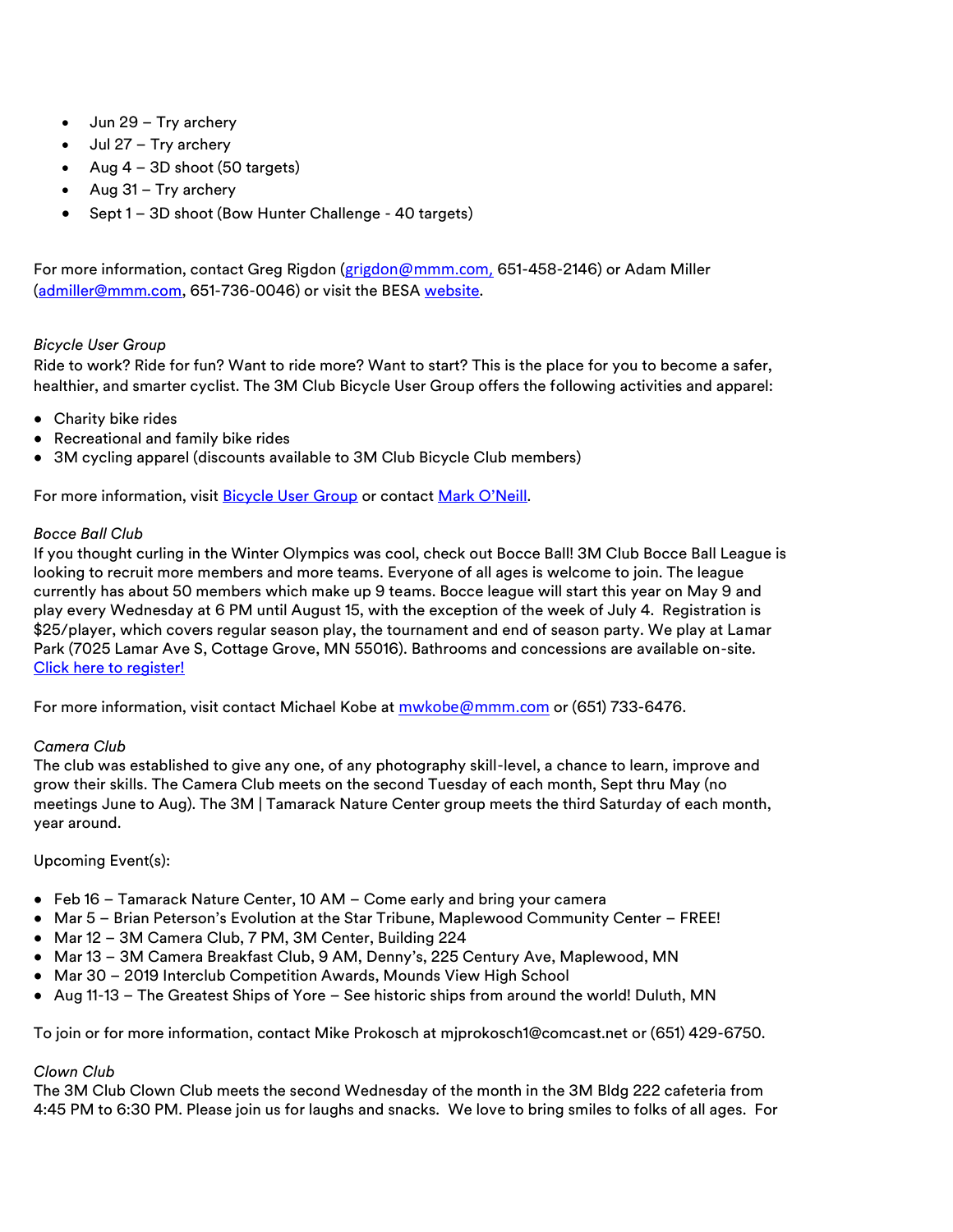- Jun 29 – Try archery
- Jul 27 – Try archery
- Aug 4 – 3D shoot (50 targets)
- Aug 31 – Try archery
- Sept 1 – 3D shoot (Bow Hunter Challenge - 40 targets)

For more information, contact Greg Rigdon (grigdon@mmm.com, 651-458-2146) or Adam Miller (admiller@mmm.com, 651-736-0046) or visit the BESA website.

*Bicycle User Group*
Ride to work? Ride for fun? Want to ride more? Want to start? This is the place for you to become a safer, healthier, and smarter cyclist. The 3M Club Bicycle User Group offers the following activities and apparel:

- Charity bike rides
- Recreational and family bike rides
- 3M cycling apparel (discounts available to 3M Club Bicycle Club members)

For more information, visit Bicycle User Group or contact Mark O'Neill.

*Bocce Ball Club*
If you thought curling in the Winter Olympics was cool, check out Bocce Ball! 3M Club Bocce Ball League is looking to recruit more members and more teams. Everyone of all ages is welcome to join. The league currently has about 50 members which make up 9 teams. Bocce league will start this year on May 9 and play every Wednesday at 6 PM until August 15, with the exception of the week of July 4. Registration is $25/player, which covers regular season play, the tournament and end of season party. We play at Lamar Park (7025 Lamar Ave S, Cottage Grove, MN 55016). Bathrooms and concessions are available on-site. Click here to register!

For more information, visit contact Michael Kobe at mwkobe@mmm.com or (651) 733-6476.

*Camera Club*
The club was established to give any one, of any photography skill-level, a chance to learn, improve and grow their skills. The Camera Club meets on the second Tuesday of each month, Sept thru May (no meetings June to Aug). The 3M | Tamarack Nature Center group meets the third Saturday of each month, year around.

Upcoming Event(s):

- Feb 16 – Tamarack Nature Center, 10 AM – Come early and bring your camera
- Mar 5 – Brian Peterson's Evolution at the Star Tribune, Maplewood Community Center – FREE!
- Mar 12 – 3M Camera Club, 7 PM, 3M Center, Building 224
- Mar 13 – 3M Camera Breakfast Club, 9 AM, Denny's, 225 Century Ave, Maplewood, MN
- Mar 30 – 2019 Interclub Competition Awards, Mounds View High School
- Aug 11-13 – The Greatest Ships of Yore – See historic ships from around the world! Duluth, MN

To join or for more information, contact Mike Prokosch at mjprokosch1@comcast.net or (651) 429-6750.

*Clown Club*
The 3M Club Clown Club meets the second Wednesday of the month in the 3M Bldg 222 cafeteria from 4:45 PM to 6:30 PM. Please join us for laughs and snacks. We love to bring smiles to folks of all ages. For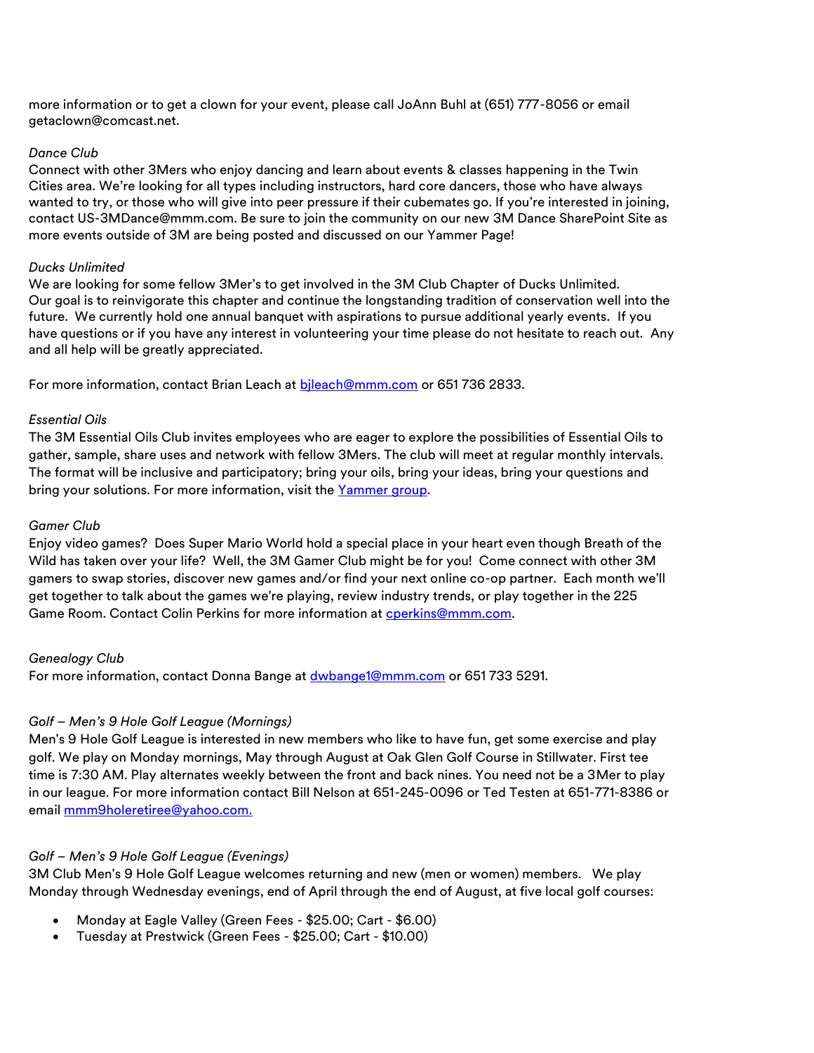more information or to get a clown for your event, please call JoAnn Buhl at (651) 777-8056 or email getaclown@comcast.net.

*Dance Club*

Connect with other 3Mers who enjoy dancing and learn about events & classes happening in the Twin Cities area. We're looking for all types including instructors, hard core dancers, those who have always wanted to try, or those who will give into peer pressure if their cubemates go. If you're interested in joining, contact US-3MDance@mmm.com. Be sure to join the community on our new 3M Dance SharePoint Site as more events outside of 3M are being posted and discussed on our Yammer Page!

*Ducks Unlimited*

We are looking for some fellow 3Mer's to get involved in the 3M Club Chapter of Ducks Unlimited. Our goal is to reinvigorate this chapter and continue the longstanding tradition of conservation well into the future. We currently hold one annual banquet with aspirations to pursue additional yearly events. If you have questions or if you have any interest in volunteering your time please do not hesitate to reach out. Any and all help will be greatly appreciated.

For more information, contact Brian Leach at bjleach@mmm.com or 651 736 2833.

*Essential Oils*

The 3M Essential Oils Club invites employees who are eager to explore the possibilities of Essential Oils to gather, sample, share uses and network with fellow 3Mers. The club will meet at regular monthly intervals. The format will be inclusive and participatory; bring your oils, bring your ideas, bring your questions and bring your solutions. For more information, visit the Yammer group.

*Gamer Club*

Enjoy video games? Does Super Mario World hold a special place in your heart even though Breath of the Wild has taken over your life? Well, the 3M Gamer Club might be for you! Come connect with other 3M gamers to swap stories, discover new games and/or find your next online co-op partner. Each month we'll get together to talk about the games we're playing, review industry trends, or play together in the 225 Game Room. Contact Colin Perkins for more information at cperkins@mmm.com.

*Genealogy Club*

For more information, contact Donna Bange at dwbange1@mmm.com or 651 733 5291.

*Golf – Men's 9 Hole Golf League (Mornings)*

Men's 9 Hole Golf League is interested in new members who like to have fun, get some exercise and play golf. We play on Monday mornings, May through August at Oak Glen Golf Course in Stillwater. First tee time is 7:30 AM. Play alternates weekly between the front and back nines. You need not be a 3Mer to play in our league. For more information contact Bill Nelson at 651-245-0096 or Ted Testen at 651-771-8386 or email mmm9holeretiree@yahoo.com.

*Golf – Men's 9 Hole Golf League (Evenings)*

3M Club Men's 9 Hole Golf League welcomes returning and new (men or women) members. We play Monday through Wednesday evenings, end of April through the end of August, at five local golf courses:

- Monday at Eagle Valley (Green Fees - $25.00; Cart - $6.00)
- Tuesday at Prestwick (Green Fees - $25.00; Cart - $10.00)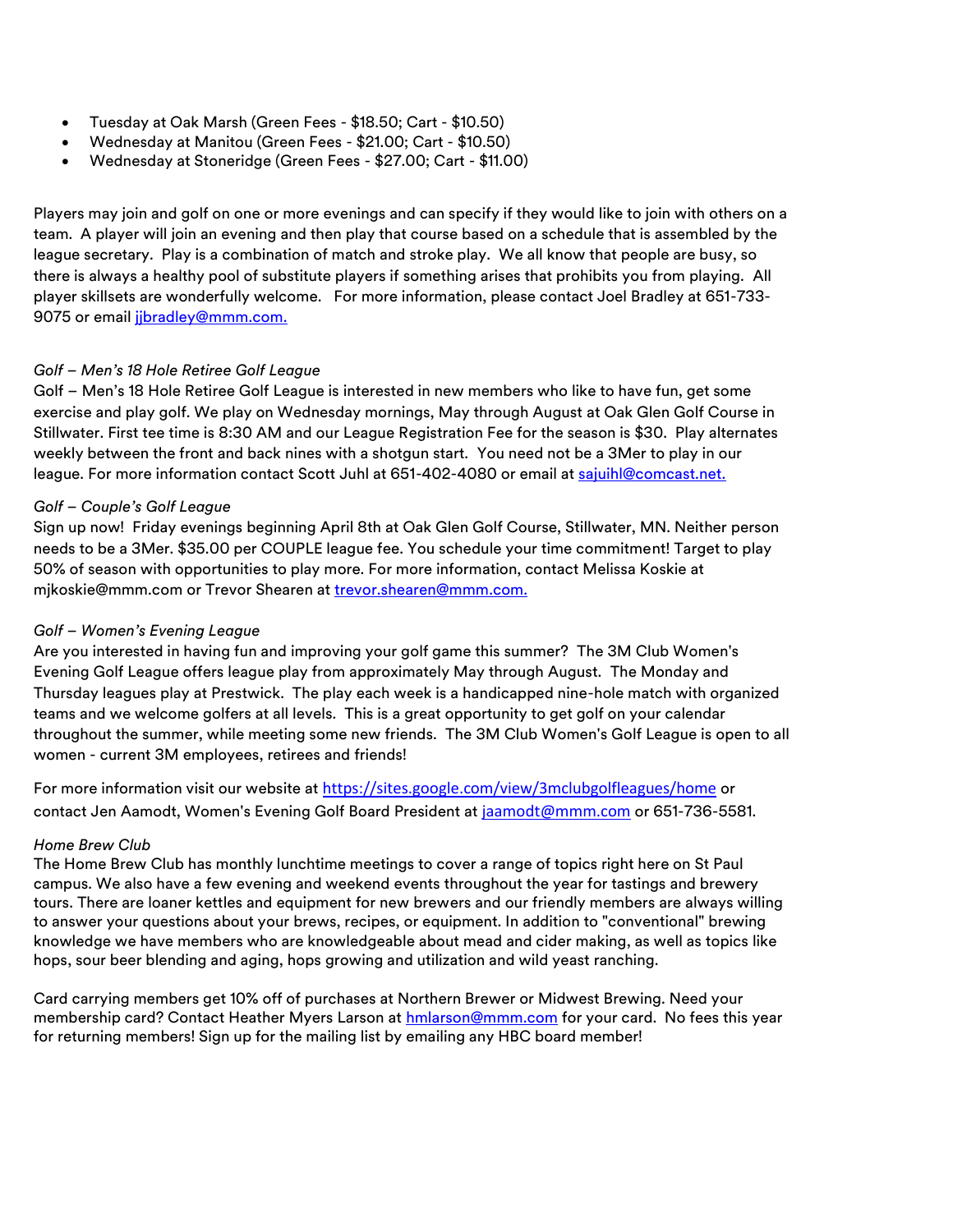- Tuesday at Oak Marsh (Green Fees - $18.50; Cart - $10.50)
- Wednesday at Manitou (Green Fees - $21.00; Cart - $10.50)
- Wednesday at Stoneridge (Green Fees - $27.00; Cart - $11.00)

Players may join and golf on one or more evenings and can specify if they would like to join with others on a team. A player will join an evening and then play that course based on a schedule that is assembled by the league secretary. Play is a combination of match and stroke play. We all know that people are busy, so there is always a healthy pool of substitute players if something arises that prohibits you from playing. All player skillsets are wonderfully welcome. For more information, please contact Joel Bradley at 651-733-9075 or email jjbradley@mmm.com.

*Golf – Men's 18 Hole Retiree Golf League*

Golf – Men's 18 Hole Retiree Golf League is interested in new members who like to have fun, get some exercise and play golf. We play on Wednesday mornings, May through August at Oak Glen Golf Course in Stillwater. First tee time is 8:30 AM and our League Registration Fee for the season is $30. Play alternates weekly between the front and back nines with a shotgun start. You need not be a 3Mer to play in our league. For more information contact Scott Juhl at 651-402-4080 or email at sajuihl@comcast.net.

*Golf – Couple's Golf League*

Sign up now! Friday evenings beginning April 8th at Oak Glen Golf Course, Stillwater, MN. Neither person needs to be a 3Mer. $35.00 per COUPLE league fee. You schedule your time commitment! Target to play 50% of season with opportunities to play more. For more information, contact Melissa Koskie at mjkoskie@mmm.com or Trevor Shearen at trevor.shearen@mmm.com.

*Golf – Women's Evening League*

Are you interested in having fun and improving your golf game this summer? The 3M Club Women's Evening Golf League offers league play from approximately May through August. The Monday and Thursday leagues play at Prestwick. The play each week is a handicapped nine-hole match with organized teams and we welcome golfers at all levels. This is a great opportunity to get golf on your calendar throughout the summer, while meeting some new friends. The 3M Club Women's Golf League is open to all women - current 3M employees, retirees and friends!

For more information visit our website at https://sites.google.com/view/3mclubgolfleagues/home or contact Jen Aamodt, Women's Evening Golf Board President at jaamodt@mmm.com or 651-736-5581.

*Home Brew Club*

The Home Brew Club has monthly lunchtime meetings to cover a range of topics right here on St Paul campus. We also have a few evening and weekend events throughout the year for tastings and brewery tours. There are loaner kettles and equipment for new brewers and our friendly members are always willing to answer your questions about your brews, recipes, or equipment. In addition to "conventional" brewing knowledge we have members who are knowledgeable about mead and cider making, as well as topics like hops, sour beer blending and aging, hops growing and utilization and wild yeast ranching.

Card carrying members get 10% off of purchases at Northern Brewer or Midwest Brewing. Need your membership card? Contact Heather Myers Larson at hmlarson@mmm.com for your card. No fees this year for returning members! Sign up for the mailing list by emailing any HBC board member!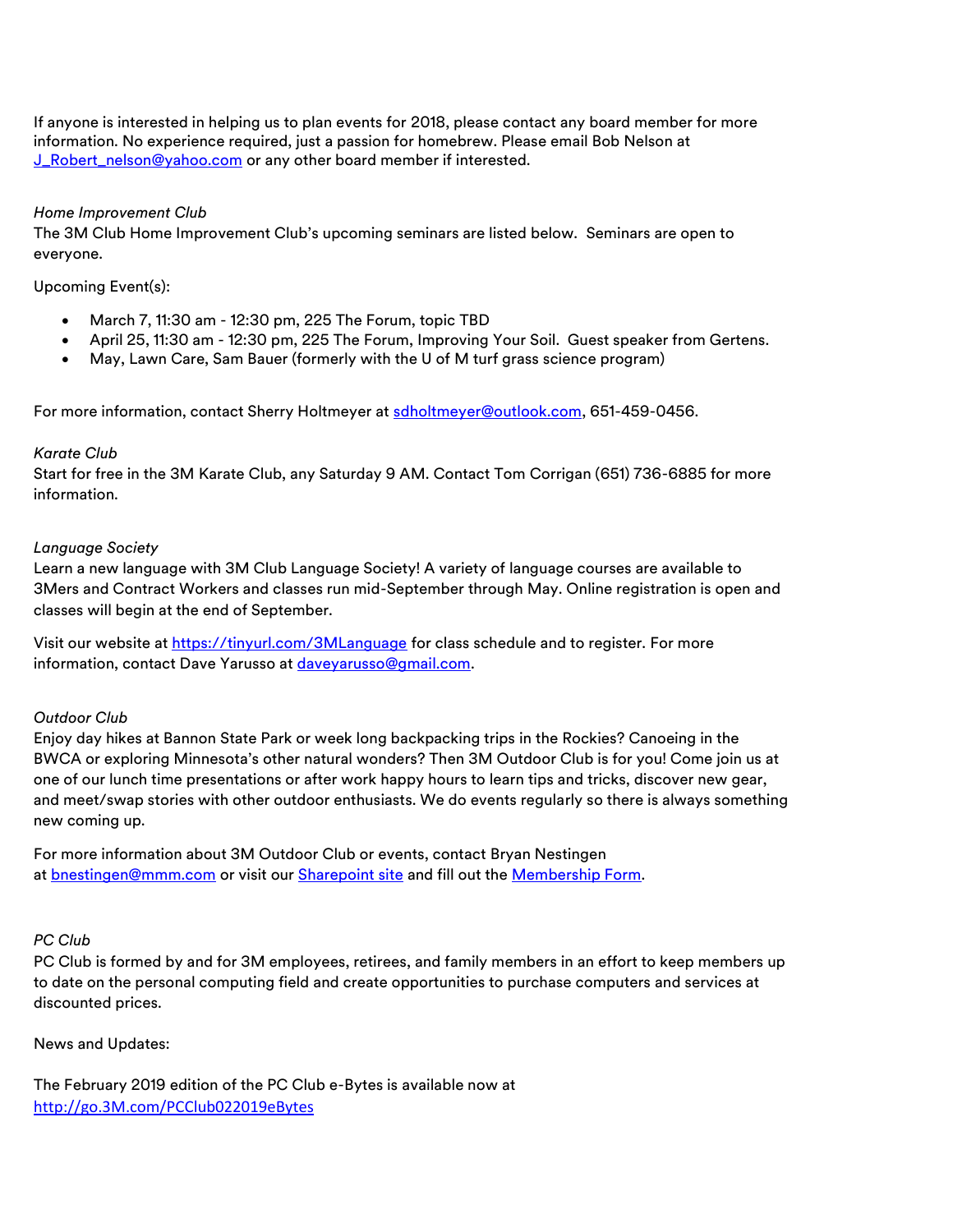If anyone is interested in helping us to plan events for 2018, please contact any board member for more information. No experience required, just a passion for homebrew. Please email Bob Nelson at J_Robert_nelson@yahoo.com or any other board member if interested.

*Home Improvement Club*

The 3M Club Home Improvement Club's upcoming seminars are listed below. Seminars are open to everyone.

Upcoming Event(s):

- March 7, 11:30 am - 12:30 pm, 225 The Forum, topic TBD
- April 25, 11:30 am - 12:30 pm, 225 The Forum, Improving Your Soil. Guest speaker from Gertens.
- May, Lawn Care, Sam Bauer (formerly with the U of M turf grass science program)

For more information, contact Sherry Holtmeyer at sdholtmeyer@outlook.com, 651-459-0456.

*Karate Club*

Start for free in the 3M Karate Club, any Saturday 9 AM. Contact Tom Corrigan (651) 736-6885 for more information.

*Language Society*

Learn a new language with 3M Club Language Society! A variety of language courses are available to 3Mers and Contract Workers and classes run mid-September through May. Online registration is open and classes will begin at the end of September.

Visit our website at https://tinyurl.com/3MLanguage for class schedule and to register. For more information, contact Dave Yarusso at daveyarusso@gmail.com.

*Outdoor Club*

Enjoy day hikes at Bannon State Park or week long backpacking trips in the Rockies? Canoeing in the BWCA or exploring Minnesota's other natural wonders? Then 3M Outdoor Club is for you! Come join us at one of our lunch time presentations or after work happy hours to learn tips and tricks, discover new gear, and meet/swap stories with other outdoor enthusiasts. We do events regularly so there is always something new coming up.

For more information about 3M Outdoor Club or events, contact Bryan Nestingen at bnestingen@mmm.com or visit our Sharepoint site and fill out the Membership Form.

*PC Club*

PC Club is formed by and for 3M employees, retirees, and family members in an effort to keep members up to date on the personal computing field and create opportunities to purchase computers and services at discounted prices.

News and Updates:

The February 2019 edition of the PC Club e-Bytes is available now at http://go.3M.com/PCClub022019eBytes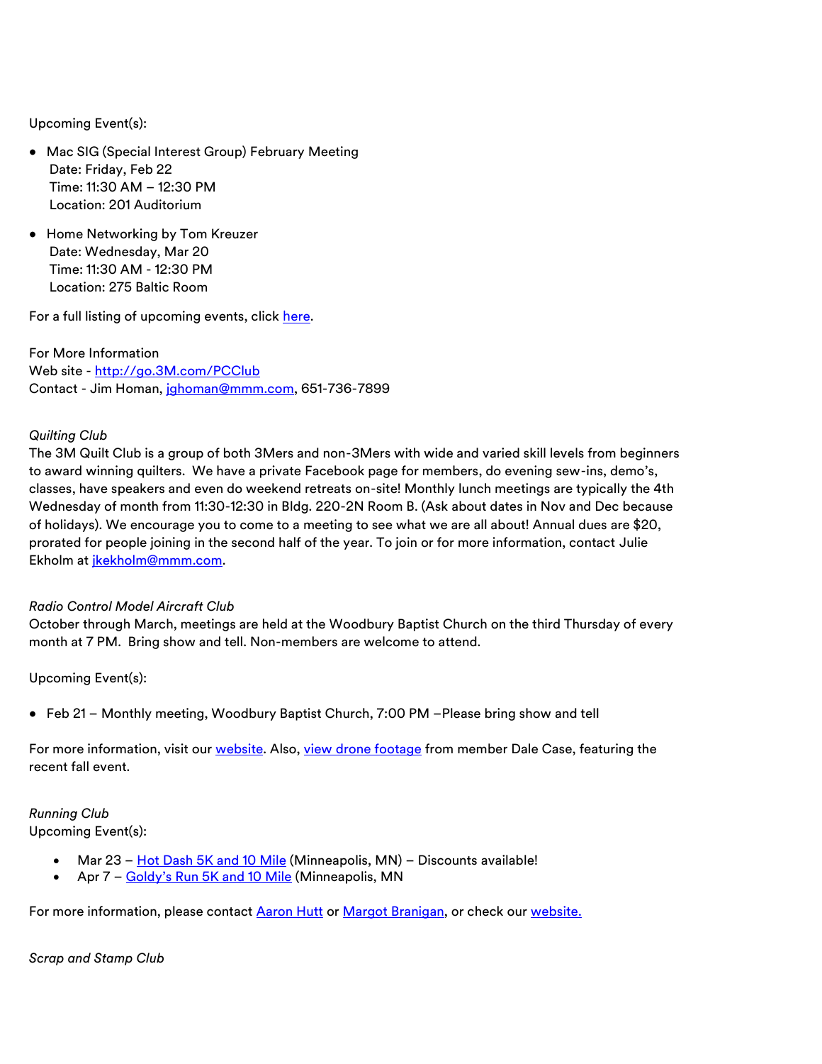Upcoming Event(s):

- Mac SIG (Special Interest Group) February Meeting  
  Date: Friday, Feb 22  
  Time: 11:30 AM – 12:30 PM  
  Location: 201 Auditorium

- Home Networking by Tom Kreuzer  
  Date: Wednesday, Mar 20  
  Time: 11:30 AM - 12:30 PM  
  Location: 275 Baltic Room

For a full listing of upcoming events, click here.

For More Information  
Web site - http://go.3M.com/PCClub  
Contact - Jim Homan, jghoman@mmm.com, 651-736-7899

*Quilting Club*  
The 3M Quilt Club is a group of both 3Mers and non-3Mers with wide and varied skill levels from beginners to award winning quilters. We have a private Facebook page for members, do evening sew-ins, demo's, classes, have speakers and even do weekend retreats on-site! Monthly lunch meetings are typically the 4th Wednesday of month from 11:30-12:30 in Bldg. 220-2N Room B. (Ask about dates in Nov and Dec because of holidays). We encourage you to come to a meeting to see what we are all about! Annual dues are $20, prorated for people joining in the second half of the year. To join or for more information, contact Julie Ekholm at jkekholm@mmm.com.

*Radio Control Model Aircraft Club*  
October through March, meetings are held at the Woodbury Baptist Church on the third Thursday of every month at 7 PM. Bring show and tell. Non-members are welcome to attend.

Upcoming Event(s):

- Feb 21 – Monthly meeting, Woodbury Baptist Church, 7:00 PM –Please bring show and tell

For more information, visit our website. Also, view drone footage from member Dale Case, featuring the recent fall event.

*Running Club*  
Upcoming Event(s):

- Mar 23 – Hot Dash 5K and 10 Mile (Minneapolis, MN) – Discounts available!
- Apr 7 – Goldy's Run 5K and 10 Mile (Minneapolis, MN

For more information, please contact Aaron Hutt or Margot Branigan, or check our website.

*Scrap and Stamp Club*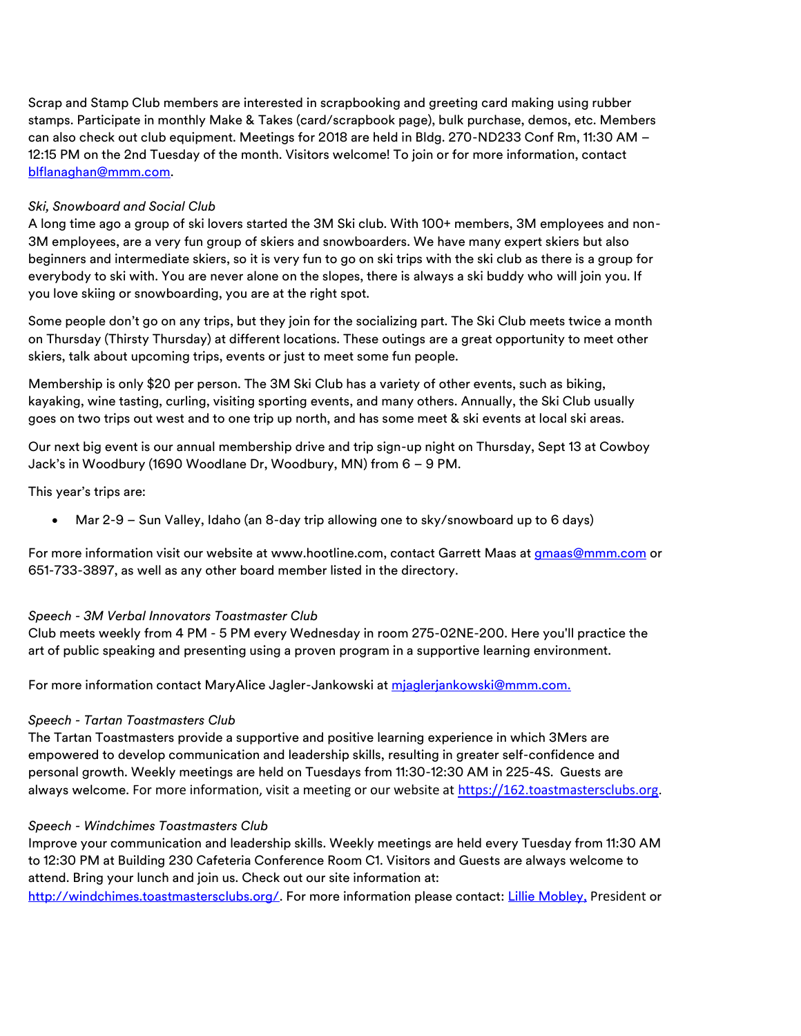Scrap and Stamp Club members are interested in scrapbooking and greeting card making using rubber stamps. Participate in monthly Make & Takes (card/scrapbook page), bulk purchase, demos, etc. Members can also check out club equipment. Meetings for 2018 are held in Bldg. 270-ND233 Conf Rm, 11:30 AM – 12:15 PM on the 2nd Tuesday of the month. Visitors welcome! To join or for more information, contact blflanaghan@mmm.com.

*Ski, Snowboard and Social Club*

A long time ago a group of ski lovers started the 3M Ski club. With 100+ members, 3M employees and non-3M employees, are a very fun group of skiers and snowboarders. We have many expert skiers but also beginners and intermediate skiers, so it is very fun to go on ski trips with the ski club as there is a group for everybody to ski with. You are never alone on the slopes, there is always a ski buddy who will join you. If you love skiing or snowboarding, you are at the right spot.

Some people don't go on any trips, but they join for the socializing part. The Ski Club meets twice a month on Thursday (Thirsty Thursday) at different locations. These outings are a great opportunity to meet other skiers, talk about upcoming trips, events or just to meet some fun people.

Membership is only $20 per person. The 3M Ski Club has a variety of other events, such as biking, kayaking, wine tasting, curling, visiting sporting events, and many others. Annually, the Ski Club usually goes on two trips out west and to one trip up north, and has some meet & ski events at local ski areas.

Our next big event is our annual membership drive and trip sign-up night on Thursday, Sept 13 at Cowboy Jack's in Woodbury (1690 Woodlane Dr, Woodbury, MN) from 6 – 9 PM.

This year's trips are:

- Mar 2-9 – Sun Valley, Idaho (an 8-day trip allowing one to sky/snowboard up to 6 days)

For more information visit our website at www.hootline.com, contact Garrett Maas at gmaas@mmm.com or 651-733-3897, as well as any other board member listed in the directory.

*Speech - 3M Verbal Innovators Toastmaster Club*

Club meets weekly from 4 PM - 5 PM every Wednesday in room 275-02NE-200. Here you'll practice the art of public speaking and presenting using a proven program in a supportive learning environment.

For more information contact MaryAlice Jagler-Jankowski at mjaglerjankowski@mmm.com.

*Speech - Tartan Toastmasters Club*

The Tartan Toastmasters provide a supportive and positive learning experience in which 3Mers are empowered to develop communication and leadership skills, resulting in greater self-confidence and personal growth. Weekly meetings are held on Tuesdays from 11:30-12:30 AM in 225-4S. Guests are always welcome. For more information, visit a meeting or our website at https://162.toastmastersclubs.org.

*Speech - Windchimes Toastmasters Club*

Improve your communication and leadership skills. Weekly meetings are held every Tuesday from 11:30 AM to 12:30 PM at Building 230 Cafeteria Conference Room C1. Visitors and Guests are always welcome to attend. Bring your lunch and join us. Check out our site information at: http://windchimes.toastmastersclubs.org/. For more information please contact: Lillie Mobley, President or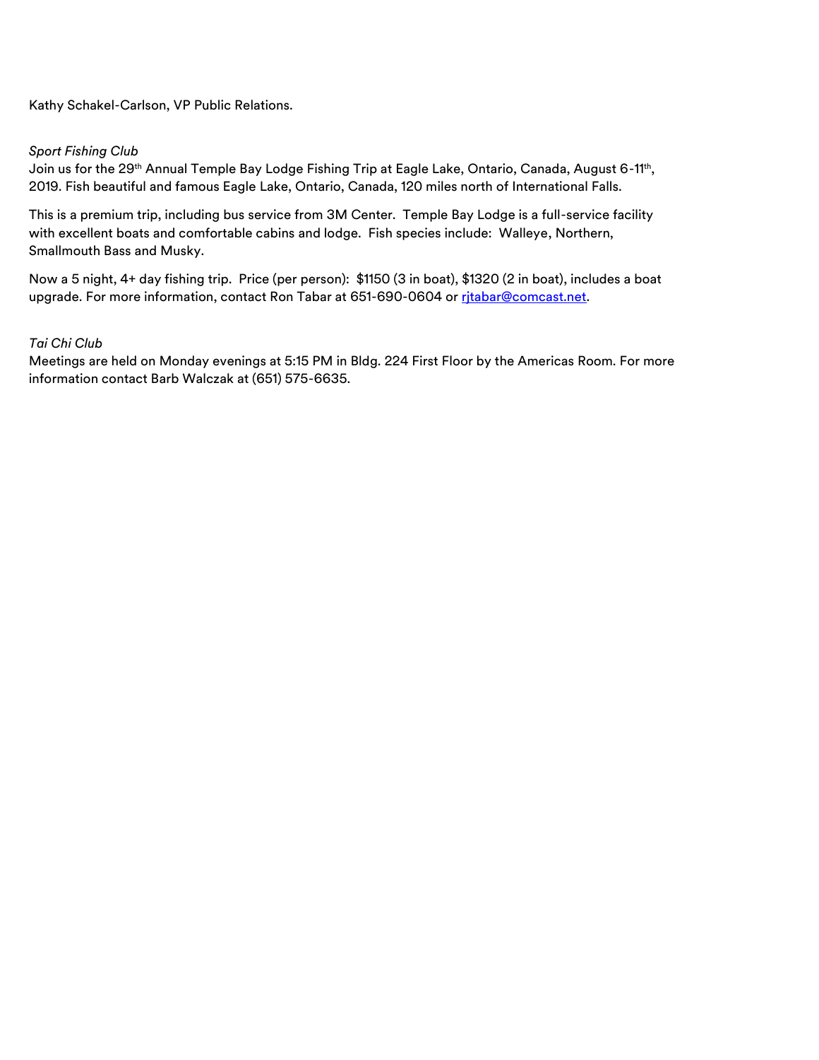Kathy Schakel-Carlson, VP Public Relations.

*Sport Fishing Club*

Join us for the 29th Annual Temple Bay Lodge Fishing Trip at Eagle Lake, Ontario, Canada, August 6-11th, 2019. Fish beautiful and famous Eagle Lake, Ontario, Canada, 120 miles north of International Falls.

This is a premium trip, including bus service from 3M Center. Temple Bay Lodge is a full-service facility with excellent boats and comfortable cabins and lodge. Fish species include: Walleye, Northern, Smallmouth Bass and Musky.

Now a 5 night, 4+ day fishing trip. Price (per person): $1150 (3 in boat), $1320 (2 in boat), includes a boat upgrade. For more information, contact Ron Tabar at 651-690-0604 or rjtabar@comcast.net.

*Tai Chi Club*

Meetings are held on Monday evenings at 5:15 PM in Bldg. 224 First Floor by the Americas Room. For more information contact Barb Walczak at (651) 575-6635.